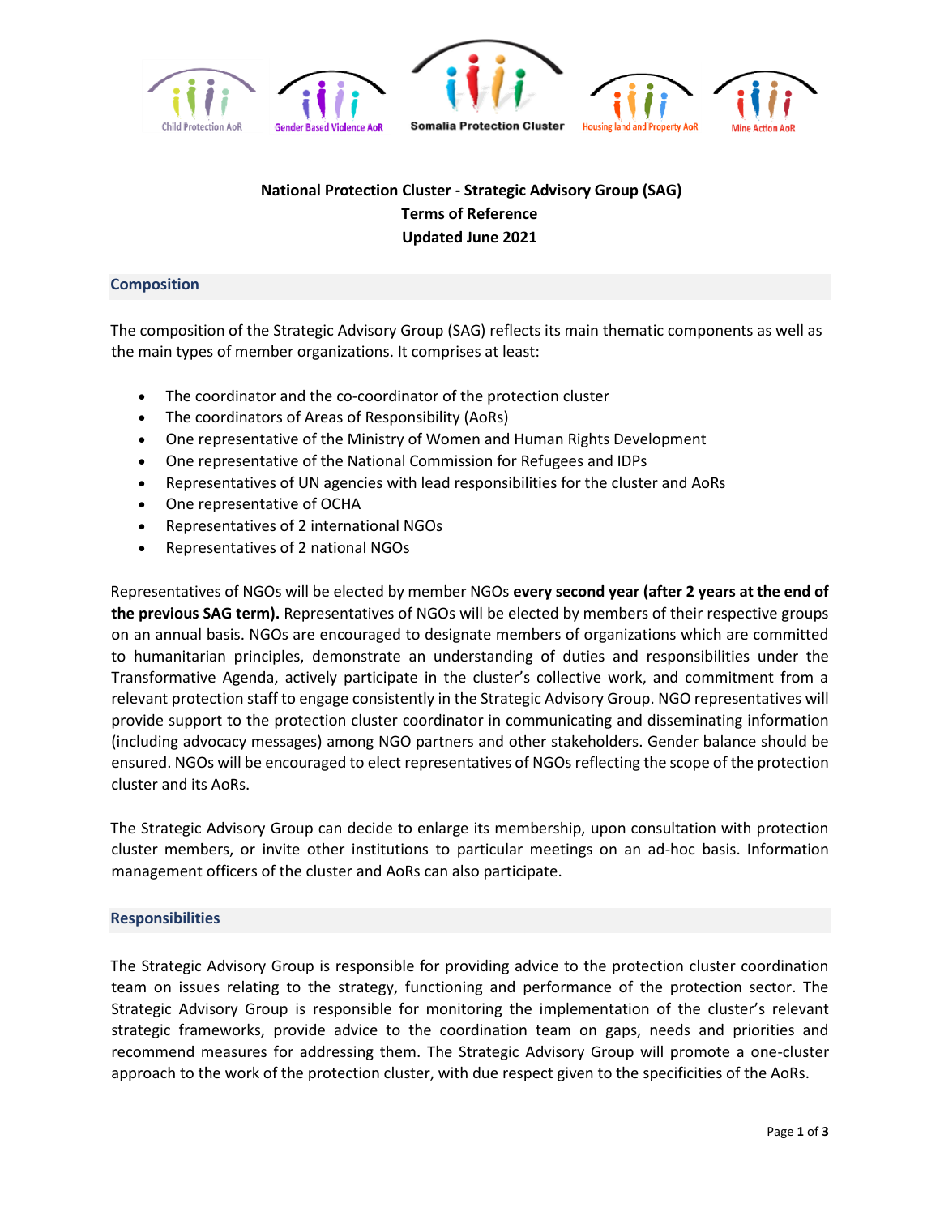Child Protection AoR | Gender Based Violence AoR | Somalia Protection Cluster | Housing land and Property AoR | Mine Action AoR

**National Protection Cluster - Strategic Advisory Group (SAG)**
**Terms of Reference**
**Updated June 2021**

## Composition

The composition of the Strategic Advisory Group (SAG) reflects its main thematic components as well as the main types of member organizations. It comprises at least:

- The coordinator and the co-coordinator of the protection cluster
- The coordinators of Areas of Responsibility (AoRs)
- One representative of the Ministry of Women and Human Rights Development
- One representative of the National Commission for Refugees and IDPs
- Representatives of UN agencies with lead responsibilities for the cluster and AoRs
- One representative of OCHA
- Representatives of 2 international NGOs
- Representatives of 2 national NGOs

Representatives of NGOs will be elected by member NGOs **every second year (after 2 years at the end of the previous SAG term).** Representatives of NGOs will be elected by members of their respective groups on an annual basis. NGOs are encouraged to designate members of organizations which are committed to humanitarian principles, demonstrate an understanding of duties and responsibilities under the Transformative Agenda, actively participate in the cluster's collective work, and commitment from a relevant protection staff to engage consistently in the Strategic Advisory Group. NGO representatives will provide support to the protection cluster coordinator in communicating and disseminating information (including advocacy messages) among NGO partners and other stakeholders. Gender balance should be ensured. NGOs will be encouraged to elect representatives of NGOs reflecting the scope of the protection cluster and its AoRs.

The Strategic Advisory Group can decide to enlarge its membership, upon consultation with protection cluster members, or invite other institutions to particular meetings on an ad-hoc basis. Information management officers of the cluster and AoRs can also participate.

## Responsibilities

The Strategic Advisory Group is responsible for providing advice to the protection cluster coordination team on issues relating to the strategy, functioning and performance of the protection sector. The Strategic Advisory Group is responsible for monitoring the implementation of the cluster's relevant strategic frameworks, provide advice to the coordination team on gaps, needs and priorities and recommend measures for addressing them. The Strategic Advisory Group will promote a one-cluster approach to the work of the protection cluster, with due respect given to the specificities of the AoRs.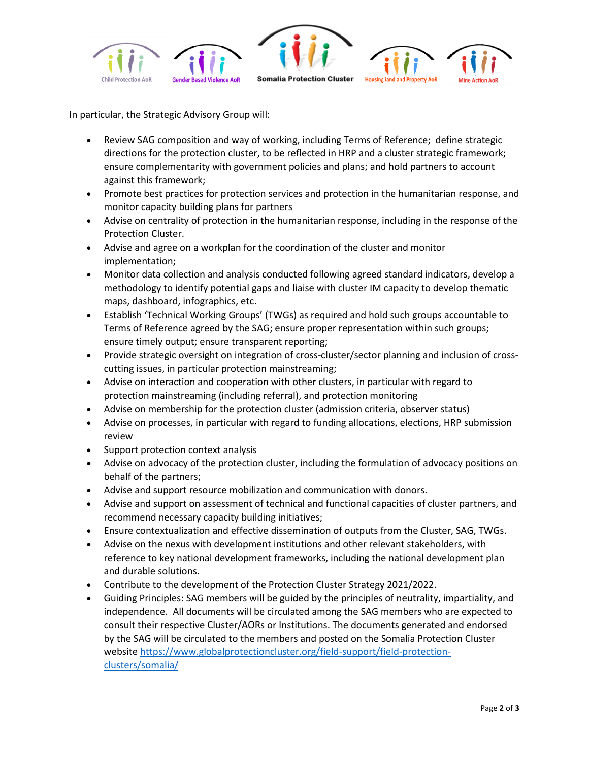In particular, the Strategic Advisory Group will:

- Review SAG composition and way of working, including Terms of Reference; define strategic directions for the protection cluster, to be reflected in HRP and a cluster strategic framework; ensure complementarity with government policies and plans; and hold partners to account against this framework;
- Promote best practices for protection services and protection in the humanitarian response, and monitor capacity building plans for partners
- Advise on centrality of protection in the humanitarian response, including in the response of the Protection Cluster.
- Advise and agree on a workplan for the coordination of the cluster and monitor implementation;
- Monitor data collection and analysis conducted following agreed standard indicators, develop a methodology to identify potential gaps and liaise with cluster IM capacity to develop thematic maps, dashboard, infographics, etc.
- Establish 'Technical Working Groups' (TWGs) as required and hold such groups accountable to Terms of Reference agreed by the SAG; ensure proper representation within such groups; ensure timely output; ensure transparent reporting;
- Provide strategic oversight on integration of cross-cluster/sector planning and inclusion of cross-cutting issues, in particular protection mainstreaming;
- Advise on interaction and cooperation with other clusters, in particular with regard to protection mainstreaming (including referral), and protection monitoring
- Advise on membership for the protection cluster (admission criteria, observer status)
- Advise on processes, in particular with regard to funding allocations, elections, HRP submission review
- Support protection context analysis
- Advise on advocacy of the protection cluster, including the formulation of advocacy positions on behalf of the partners;
- Advise and support resource mobilization and communication with donors.
- Advise and support on assessment of technical and functional capacities of cluster partners, and recommend necessary capacity building initiatives;
- Ensure contextualization and effective dissemination of outputs from the Cluster, SAG, TWGs.
- Advise on the nexus with development institutions and other relevant stakeholders, with reference to key national development frameworks, including the national development plan and durable solutions.
- Contribute to the development of the Protection Cluster Strategy 2021/2022.
- Guiding Principles: SAG members will be guided by the principles of neutrality, impartiality, and independence. All documents will be circulated among the SAG members who are expected to consult their respective Cluster/AORs or Institutions. The documents generated and endorsed by the SAG will be circulated to the members and posted on the Somalia Protection Cluster website https://www.globalprotectioncluster.org/field-support/field-protection-clusters/somalia/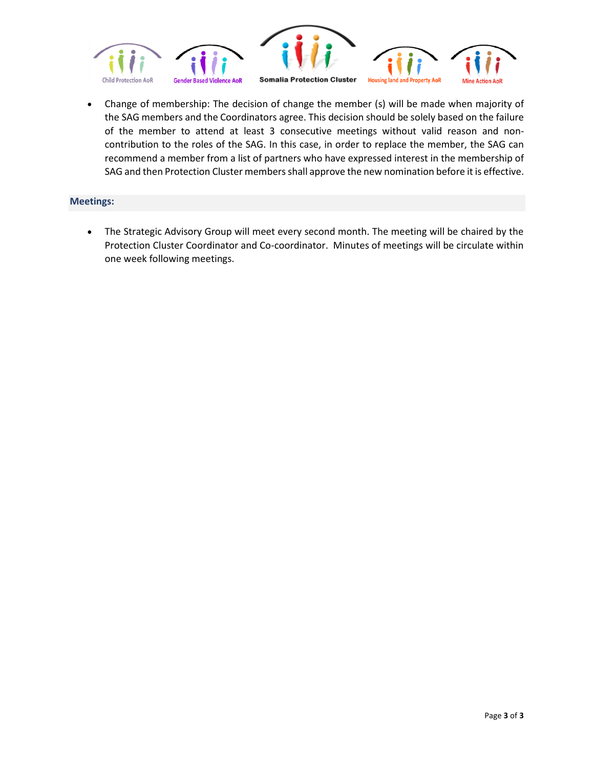- Change of membership: The decision of change the member (s) will be made when majority of the SAG members and the Coordinators agree. This decision should be solely based on the failure of the member to attend at least 3 consecutive meetings without valid reason and non-contribution to the roles of the SAG. In this case, in order to replace the member, the SAG can recommend a member from a list of partners who have expressed interest in the membership of SAG and then Protection Cluster members shall approve the new nomination before it is effective.

**Meetings:**

- The Strategic Advisory Group will meet every second month. The meeting will be chaired by the Protection Cluster Coordinator and Co-coordinator. Minutes of meetings will be circulate within one week following meetings.